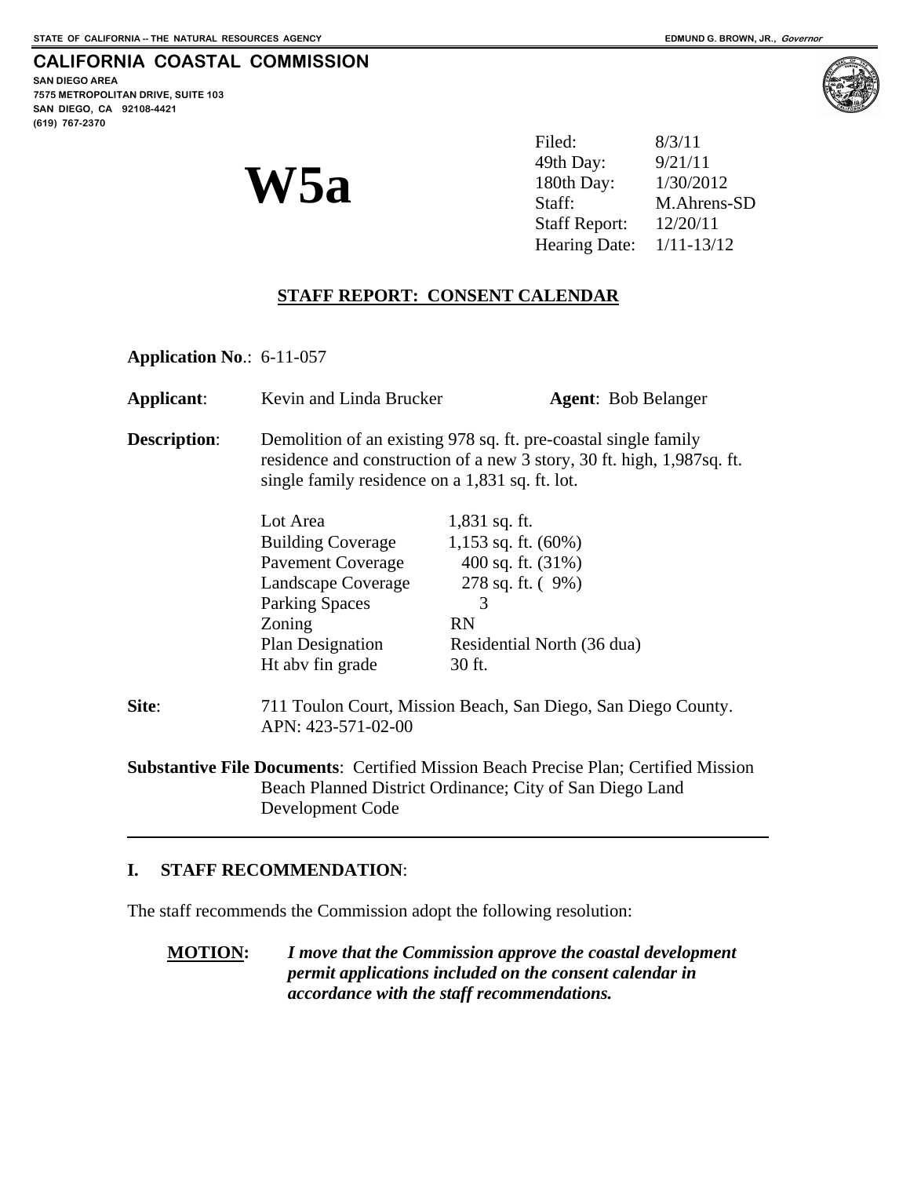STATE OF CALIFORNIA -- THE NATURAL RESOURCES AGENCY

EDMUND G. BROWN, JR., *Governor*

**CALIFORNIA COASTAL COMMISSION**

**SAN DIEGO AREA**
**7575 METROPOLITAN DRIVE, SUITE 103**
**SAN DIEGO, CA 92108-4421**
**(619) 767-2370**

# W5a

| | |
|---|---|
| Filed: | 8/3/11 |
| 49th Day: | 9/21/11 |
| 180th Day: | 1/30/2012 |
| Staff: | M.Ahrens-SD |
| Staff Report: | 12/20/11 |
| Hearing Date: | 1/11-13/12 |

## STAFF REPORT: CONSENT CALENDAR

**Application No**.: 6-11-057

**Applicant**: Kevin and Linda Brucker **Agent**: Bob Belanger

**Description**: Demolition of an existing 978 sq. ft. pre-coastal single family residence and construction of a new 3 story, 30 ft. high, 1,987sq. ft. single family residence on a 1,831 sq. ft. lot.

| | |
|---|---|
| Lot Area | 1,831 sq. ft. |
| Building Coverage | 1,153 sq. ft. (60%) |
| Pavement Coverage | 400 sq. ft. (31%) |
| Landscape Coverage | 278 sq. ft. ( 9%) |
| Parking Spaces | 3 |
| Zoning | RN |
| Plan Designation | Residential North (36 dua) |
| Ht abv fin grade | 30 ft. |

**Site**: 711 Toulon Court, Mission Beach, San Diego, San Diego County. APN: 423-571-02-00

**Substantive File Documents**: Certified Mission Beach Precise Plan; Certified Mission Beach Planned District Ordinance; City of San Diego Land Development Code

---

## I. STAFF RECOMMENDATION:

The staff recommends the Commission adopt the following resolution:

**MOTION:** ***I move that the Commission approve the coastal development permit applications included on the consent calendar in accordance with the staff recommendations.***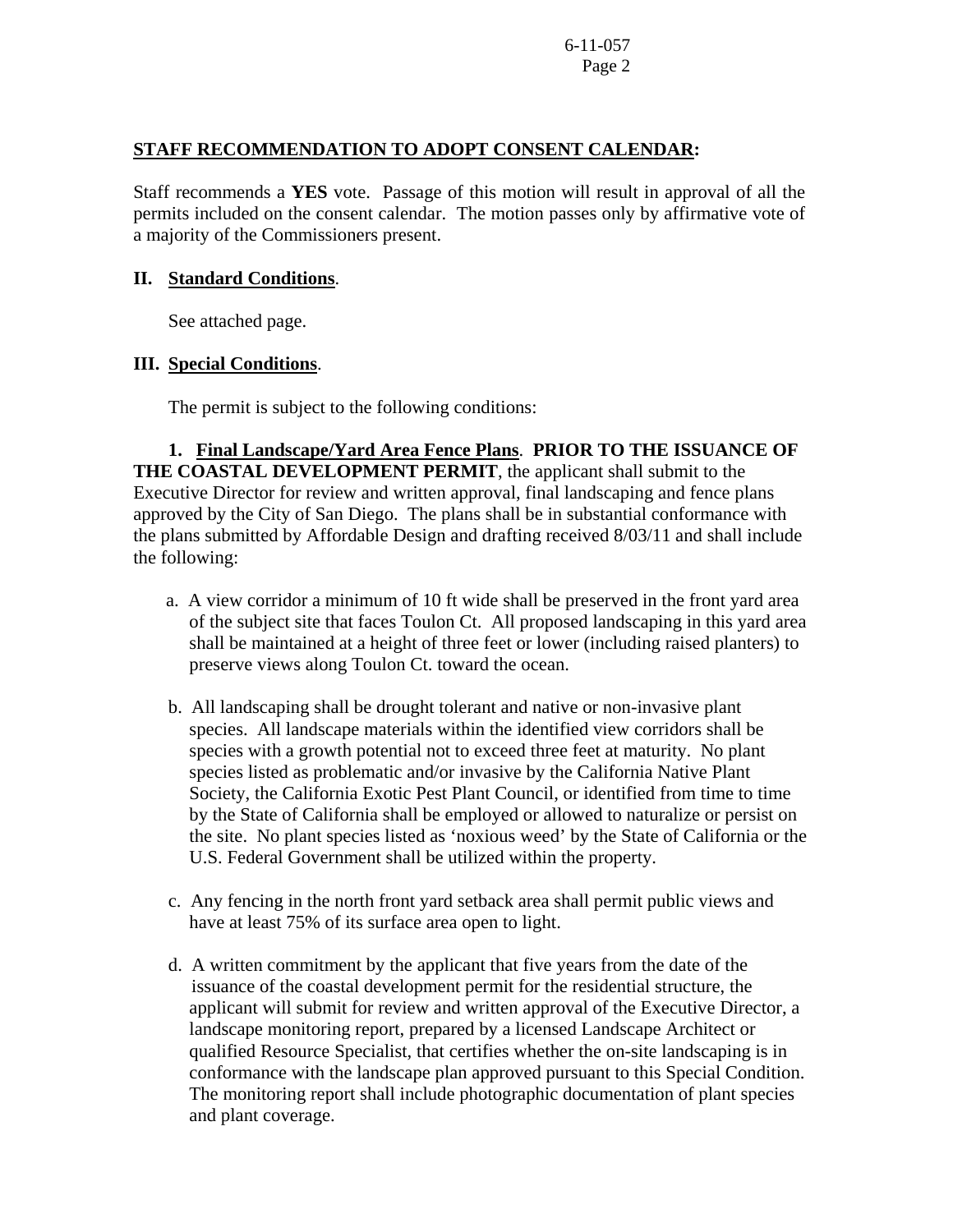## STAFF RECOMMENDATION TO ADOPT CONSENT CALENDAR:

Staff recommends a **YES** vote. Passage of this motion will result in approval of all the permits included on the consent calendar. The motion passes only by affirmative vote of a majority of the Commissioners present.

## II. Standard Conditions.

See attached page.

## III. Special Conditions.

The permit is subject to the following conditions:

**1. Final Landscape/Yard Area Fence Plans**. **PRIOR TO THE ISSUANCE OF THE COASTAL DEVELOPMENT PERMIT**, the applicant shall submit to the Executive Director for review and written approval, final landscaping and fence plans approved by the City of San Diego. The plans shall be in substantial conformance with the plans submitted by Affordable Design and drafting received 8/03/11 and shall include the following:

a. A view corridor a minimum of 10 ft wide shall be preserved in the front yard area of the subject site that faces Toulon Ct. All proposed landscaping in this yard area shall be maintained at a height of three feet or lower (including raised planters) to preserve views along Toulon Ct. toward the ocean.

b. All landscaping shall be drought tolerant and native or non-invasive plant species. All landscape materials within the identified view corridors shall be species with a growth potential not to exceed three feet at maturity. No plant species listed as problematic and/or invasive by the California Native Plant Society, the California Exotic Pest Plant Council, or identified from time to time by the State of California shall be employed or allowed to naturalize or persist on the site. No plant species listed as 'noxious weed' by the State of California or the U.S. Federal Government shall be utilized within the property.

c. Any fencing in the north front yard setback area shall permit public views and have at least 75% of its surface area open to light.

d. A written commitment by the applicant that five years from the date of the issuance of the coastal development permit for the residential structure, the applicant will submit for review and written approval of the Executive Director, a landscape monitoring report, prepared by a licensed Landscape Architect or qualified Resource Specialist, that certifies whether the on-site landscaping is in conformance with the landscape plan approved pursuant to this Special Condition. The monitoring report shall include photographic documentation of plant species and plant coverage.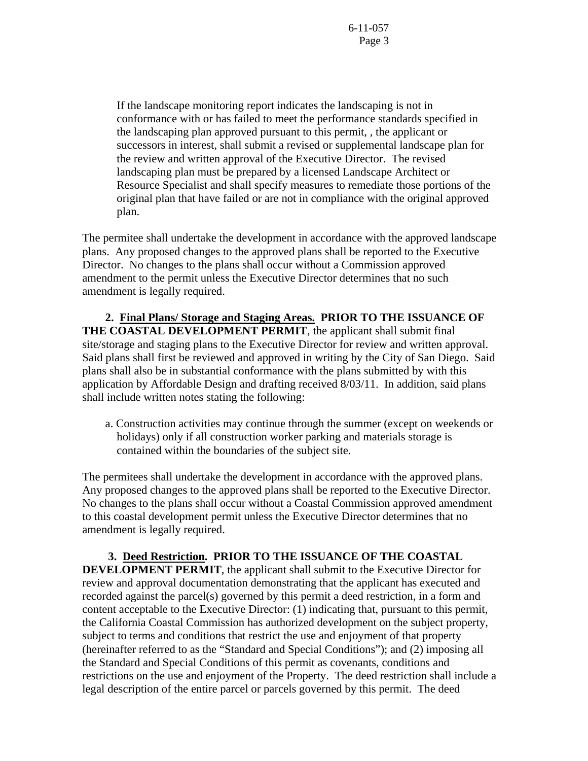If the landscape monitoring report indicates the landscaping is not in conformance with or has failed to meet the performance standards specified in the landscaping plan approved pursuant to this permit, , the applicant or successors in interest, shall submit a revised or supplemental landscape plan for the review and written approval of the Executive Director. The revised landscaping plan must be prepared by a licensed Landscape Architect or Resource Specialist and shall specify measures to remediate those portions of the original plan that have failed or are not in compliance with the original approved plan.

The permitee shall undertake the development in accordance with the approved landscape plans. Any proposed changes to the approved plans shall be reported to the Executive Director. No changes to the plans shall occur without a Commission approved amendment to the permit unless the Executive Director determines that no such amendment is legally required.

**2. <u>Final Plans/ Storage and Staging Areas</u>. PRIOR TO THE ISSUANCE OF THE COASTAL DEVELOPMENT PERMIT**, the applicant shall submit final site/storage and staging plans to the Executive Director for review and written approval. Said plans shall first be reviewed and approved in writing by the City of San Diego. Said plans shall also be in substantial conformance with the plans submitted by with this application by Affordable Design and drafting received 8/03/11. In addition, said plans shall include written notes stating the following:

a. Construction activities may continue through the summer (except on weekends or holidays) only if all construction worker parking and materials storage is contained within the boundaries of the subject site.

The permitees shall undertake the development in accordance with the approved plans. Any proposed changes to the approved plans shall be reported to the Executive Director. No changes to the plans shall occur without a Coastal Commission approved amendment to this coastal development permit unless the Executive Director determines that no amendment is legally required.

**3. <u>Deed Restriction</u>. PRIOR TO THE ISSUANCE OF THE COASTAL DEVELOPMENT PERMIT**, the applicant shall submit to the Executive Director for review and approval documentation demonstrating that the applicant has executed and recorded against the parcel(s) governed by this permit a deed restriction, in a form and content acceptable to the Executive Director: (1) indicating that, pursuant to this permit, the California Coastal Commission has authorized development on the subject property, subject to terms and conditions that restrict the use and enjoyment of that property (hereinafter referred to as the "Standard and Special Conditions"); and (2) imposing all the Standard and Special Conditions of this permit as covenants, conditions and restrictions on the use and enjoyment of the Property. The deed restriction shall include a legal description of the entire parcel or parcels governed by this permit. The deed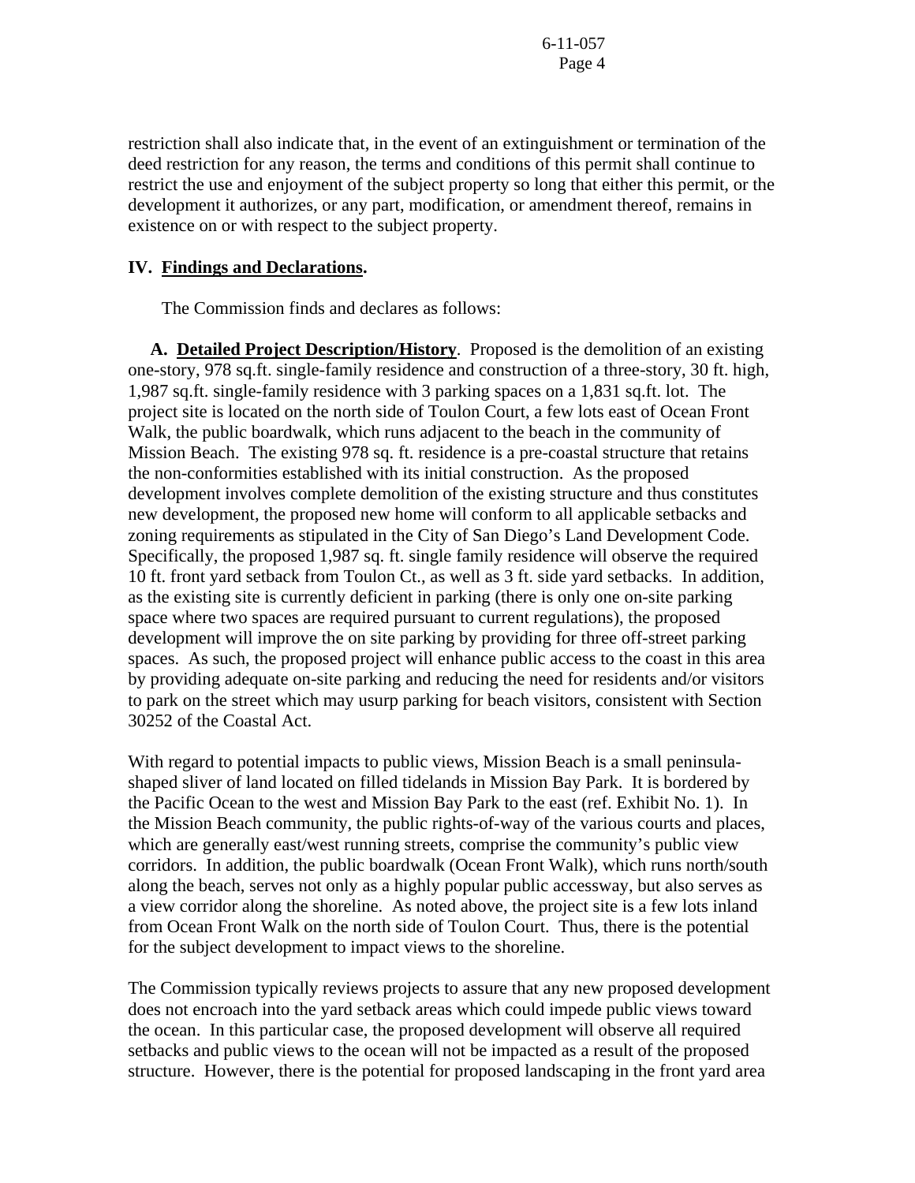restriction shall also indicate that, in the event of an extinguishment or termination of the deed restriction for any reason, the terms and conditions of this permit shall continue to restrict the use and enjoyment of the subject property so long that either this permit, or the development it authorizes, or any part, modification, or amendment thereof, remains in existence on or with respect to the subject property.

## IV. Findings and Declarations.

The Commission finds and declares as follows:

**A. Detailed Project Description/History**. Proposed is the demolition of an existing one-story, 978 sq.ft. single-family residence and construction of a three-story, 30 ft. high, 1,987 sq.ft. single-family residence with 3 parking spaces on a 1,831 sq.ft. lot. The project site is located on the north side of Toulon Court, a few lots east of Ocean Front Walk, the public boardwalk, which runs adjacent to the beach in the community of Mission Beach. The existing 978 sq. ft. residence is a pre-coastal structure that retains the non-conformities established with its initial construction. As the proposed development involves complete demolition of the existing structure and thus constitutes new development, the proposed new home will conform to all applicable setbacks and zoning requirements as stipulated in the City of San Diego's Land Development Code. Specifically, the proposed 1,987 sq. ft. single family residence will observe the required 10 ft. front yard setback from Toulon Ct., as well as 3 ft. side yard setbacks. In addition, as the existing site is currently deficient in parking (there is only one on-site parking space where two spaces are required pursuant to current regulations), the proposed development will improve the on site parking by providing for three off-street parking spaces. As such, the proposed project will enhance public access to the coast in this area by providing adequate on-site parking and reducing the need for residents and/or visitors to park on the street which may usurp parking for beach visitors, consistent with Section 30252 of the Coastal Act.

With regard to potential impacts to public views, Mission Beach is a small peninsula-shaped sliver of land located on filled tidelands in Mission Bay Park. It is bordered by the Pacific Ocean to the west and Mission Bay Park to the east (ref. Exhibit No. 1). In the Mission Beach community, the public rights-of-way of the various courts and places, which are generally east/west running streets, comprise the community's public view corridors. In addition, the public boardwalk (Ocean Front Walk), which runs north/south along the beach, serves not only as a highly popular public accessway, but also serves as a view corridor along the shoreline. As noted above, the project site is a few lots inland from Ocean Front Walk on the north side of Toulon Court. Thus, there is the potential for the subject development to impact views to the shoreline.

The Commission typically reviews projects to assure that any new proposed development does not encroach into the yard setback areas which could impede public views toward the ocean. In this particular case, the proposed development will observe all required setbacks and public views to the ocean will not be impacted as a result of the proposed structure. However, there is the potential for proposed landscaping in the front yard area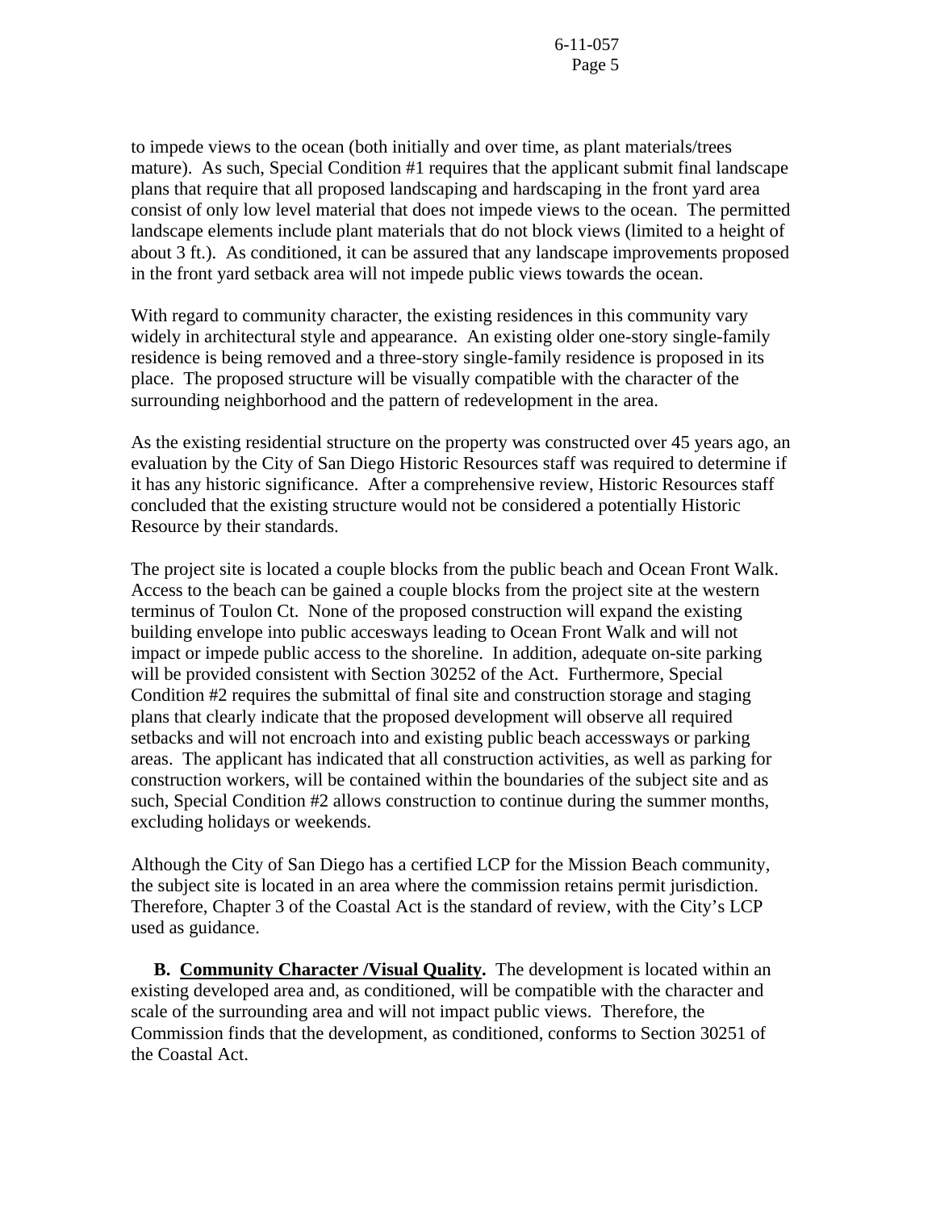to impede views to the ocean (both initially and over time, as plant materials/trees mature). As such, Special Condition #1 requires that the applicant submit final landscape plans that require that all proposed landscaping and hardscaping in the front yard area consist of only low level material that does not impede views to the ocean. The permitted landscape elements include plant materials that do not block views (limited to a height of about 3 ft.). As conditioned, it can be assured that any landscape improvements proposed in the front yard setback area will not impede public views towards the ocean.

With regard to community character, the existing residences in this community vary widely in architectural style and appearance. An existing older one-story single-family residence is being removed and a three-story single-family residence is proposed in its place. The proposed structure will be visually compatible with the character of the surrounding neighborhood and the pattern of redevelopment in the area.

As the existing residential structure on the property was constructed over 45 years ago, an evaluation by the City of San Diego Historic Resources staff was required to determine if it has any historic significance. After a comprehensive review, Historic Resources staff concluded that the existing structure would not be considered a potentially Historic Resource by their standards.

The project site is located a couple blocks from the public beach and Ocean Front Walk. Access to the beach can be gained a couple blocks from the project site at the western terminus of Toulon Ct. None of the proposed construction will expand the existing building envelope into public accesways leading to Ocean Front Walk and will not impact or impede public access to the shoreline. In addition, adequate on-site parking will be provided consistent with Section 30252 of the Act. Furthermore, Special Condition #2 requires the submittal of final site and construction storage and staging plans that clearly indicate that the proposed development will observe all required setbacks and will not encroach into and existing public beach accessways or parking areas. The applicant has indicated that all construction activities, as well as parking for construction workers, will be contained within the boundaries of the subject site and as such, Special Condition #2 allows construction to continue during the summer months, excluding holidays or weekends.

Although the City of San Diego has a certified LCP for the Mission Beach community, the subject site is located in an area where the commission retains permit jurisdiction. Therefore, Chapter 3 of the Coastal Act is the standard of review, with the City's LCP used as guidance.

**B. <u>Community Character /Visual Quality</u>.** The development is located within an existing developed area and, as conditioned, will be compatible with the character and scale of the surrounding area and will not impact public views. Therefore, the Commission finds that the development, as conditioned, conforms to Section 30251 of the Coastal Act.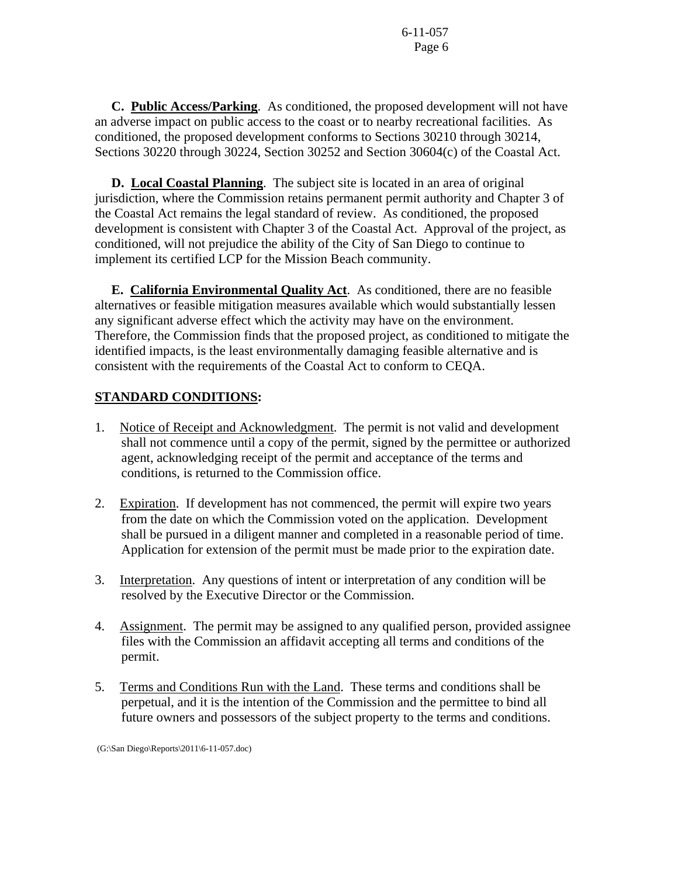**C. Public Access/Parking**. As conditioned, the proposed development will not have an adverse impact on public access to the coast or to nearby recreational facilities. As conditioned, the proposed development conforms to Sections 30210 through 30214, Sections 30220 through 30224, Section 30252 and Section 30604(c) of the Coastal Act.

**D. Local Coastal Planning**. The subject site is located in an area of original jurisdiction, where the Commission retains permanent permit authority and Chapter 3 of the Coastal Act remains the legal standard of review. As conditioned, the proposed development is consistent with Chapter 3 of the Coastal Act. Approval of the project, as conditioned, will not prejudice the ability of the City of San Diego to continue to implement its certified LCP for the Mission Beach community.

**E. California Environmental Quality Act**. As conditioned, there are no feasible alternatives or feasible mitigation measures available which would substantially lessen any significant adverse effect which the activity may have on the environment. Therefore, the Commission finds that the proposed project, as conditioned to mitigate the identified impacts, is the least environmentally damaging feasible alternative and is consistent with the requirements of the Coastal Act to conform to CEQA.

## STANDARD CONDITIONS:

1. Notice of Receipt and Acknowledgment. The permit is not valid and development shall not commence until a copy of the permit, signed by the permittee or authorized agent, acknowledging receipt of the permit and acceptance of the terms and conditions, is returned to the Commission office.

2. Expiration. If development has not commenced, the permit will expire two years from the date on which the Commission voted on the application. Development shall be pursued in a diligent manner and completed in a reasonable period of time. Application for extension of the permit must be made prior to the expiration date.

3. Interpretation. Any questions of intent or interpretation of any condition will be resolved by the Executive Director or the Commission.

4. Assignment. The permit may be assigned to any qualified person, provided assignee files with the Commission an affidavit accepting all terms and conditions of the permit.

5. Terms and Conditions Run with the Land. These terms and conditions shall be perpetual, and it is the intention of the Commission and the permittee to bind all future owners and possessors of the subject property to the terms and conditions.

(G:\San Diego\Reports\2011\6-11-057.doc)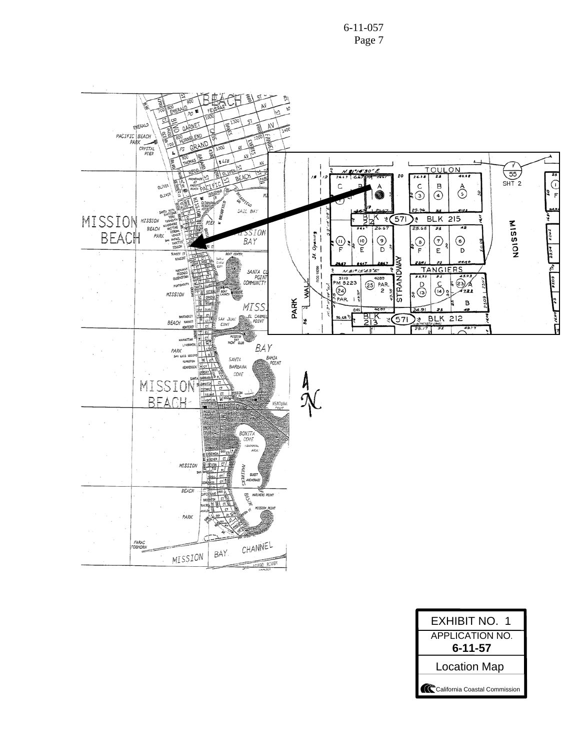EXHIBIT NO. 1

APPLICATION NO.

**6-11-57**

Location Map

California Coastal Commission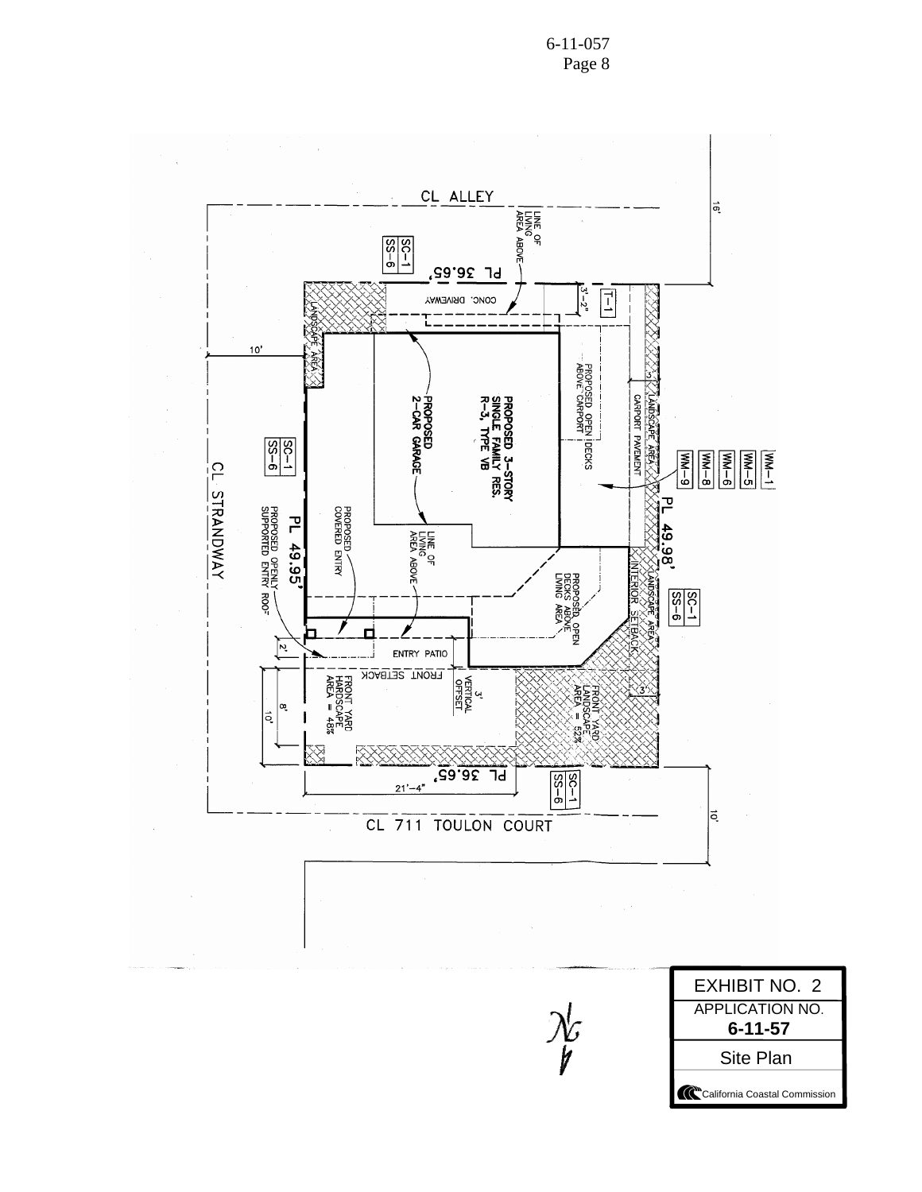CL ALLEY

LINE OF LIVING AREA ABOVE

SC–1
SS–6

PL 36.65'

CONC. DRIVEWAY

3'–2"

T–1

16'

LANDSCAPE AREA

10'

PROPOSED 3–STORY SINGLE FAMILY RES. R–3, TYPE VB

PROPOSED 2–CAR GARAGE

PROPOSED OPEN DECKS ABOVE CARPORT

LANDSCAPE AREA

CARPORT PAVEMENT

WM–1
WM–5
WM–6
WM–8
WM–9

SC–1
SS–6

CL STRANDWAY

PL 49.95'

PROPOSED OPENLY SUPPORTED ENTRY ROOF

PROPOSED COVERED ENTRY

LINE OF LIVING AREA ABOVE

PROPOSED OPEN DECKS ABOVE LIVING AREA

PL 49.98'

LANDSCAPE AREA

INTERIOR SETBACK

SC–1
SS–6

2'

ENTRY PATIO

FRONT SETBACK

3' VERTICAL OFFSET

3'

8'

10'

FRONT YARD HARDSCAPE AREA = 48%

FRONT YARD LANDSCAPE AREA = 52%

PL 36.65'

SC–1
SS–6

21'–4"

10'

CL 711 TOULON COURT

EXHIBIT NO. 2

APPLICATION NO.

**6-11-57**

Site Plan

California Coastal Commission